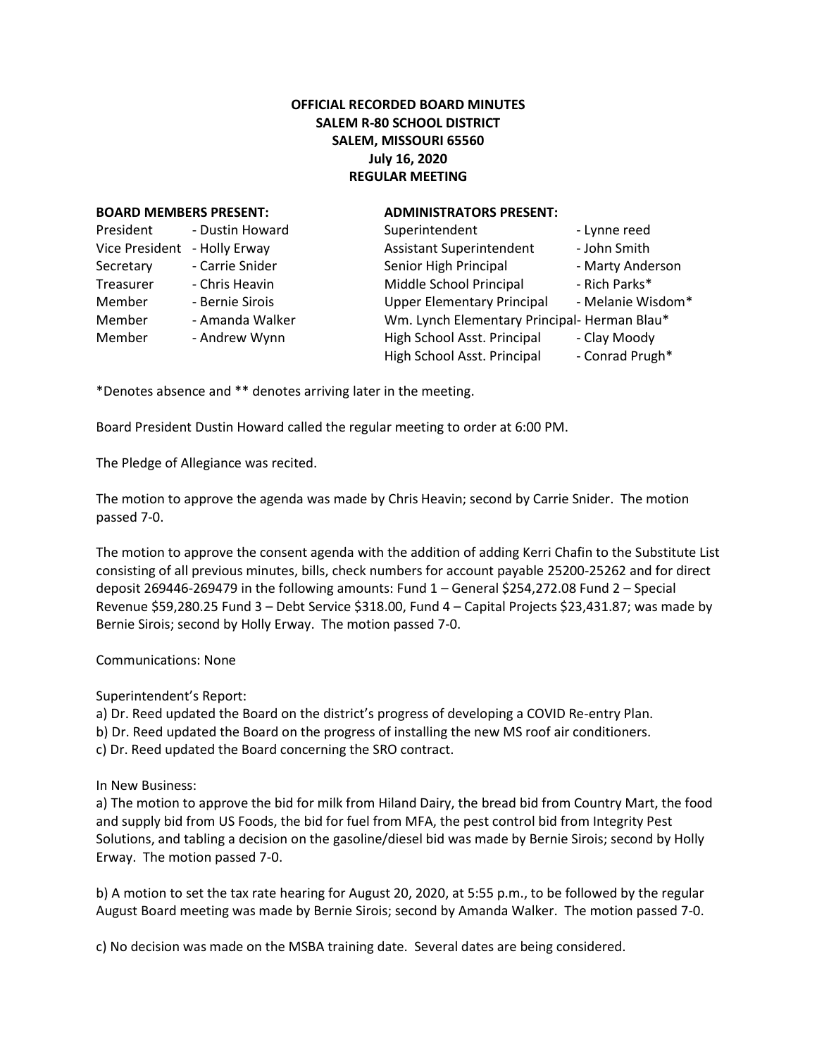**OFFICIAL RECORDED BOARD MINUTES**
**SALEM R-80 SCHOOL DISTRICT**
**SALEM, MISSOURI 65560**
**July 16, 2020**
**REGULAR MEETING**

| **BOARD MEMBERS PRESENT:** | | **ADMINISTRATORS PRESENT:** | |
|---|---|---|---|
| President | - Dustin Howard | Superintendent | - Lynne reed |
| Vice President | - Holly Erway | Assistant Superintendent | - John Smith |
| Secretary | - Carrie Snider | Senior High Principal | - Marty Anderson |
| Treasurer | - Chris Heavin | Middle School Principal | - Rich Parks* |
| Member | - Bernie Sirois | Upper Elementary Principal | - Melanie Wisdom* |
| Member | - Amanda Walker | Wm. Lynch Elementary Principal | - Herman Blau* |
| Member | - Andrew Wynn | High School Asst. Principal | - Clay Moody |
| | | High School Asst. Principal | - Conrad Prugh* |

*Denotes absence and ** denotes arriving later in the meeting.

Board President Dustin Howard called the regular meeting to order at 6:00 PM.

The Pledge of Allegiance was recited.

The motion to approve the agenda was made by Chris Heavin; second by Carrie Snider. The motion passed 7-0.

The motion to approve the consent agenda with the addition of adding Kerri Chafin to the Substitute List consisting of all previous minutes, bills, check numbers for account payable 25200-25262 and for direct deposit 269446-269479 in the following amounts: Fund 1 – General $254,272.08 Fund 2 – Special Revenue $59,280.25 Fund 3 – Debt Service $318.00, Fund 4 – Capital Projects $23,431.87; was made by Bernie Sirois; second by Holly Erway. The motion passed 7-0.

Communications: None

Superintendent's Report:
a) Dr. Reed updated the Board on the district's progress of developing a COVID Re-entry Plan.
b) Dr. Reed updated the Board on the progress of installing the new MS roof air conditioners.
c) Dr. Reed updated the Board concerning the SRO contract.

In New Business:
a) The motion to approve the bid for milk from Hiland Dairy, the bread bid from Country Mart, the food and supply bid from US Foods, the bid for fuel from MFA, the pest control bid from Integrity Pest Solutions, and tabling a decision on the gasoline/diesel bid was made by Bernie Sirois; second by Holly Erway. The motion passed 7-0.

b) A motion to set the tax rate hearing for August 20, 2020, at 5:55 p.m., to be followed by the regular August Board meeting was made by Bernie Sirois; second by Amanda Walker. The motion passed 7-0.

c) No decision was made on the MSBA training date. Several dates are being considered.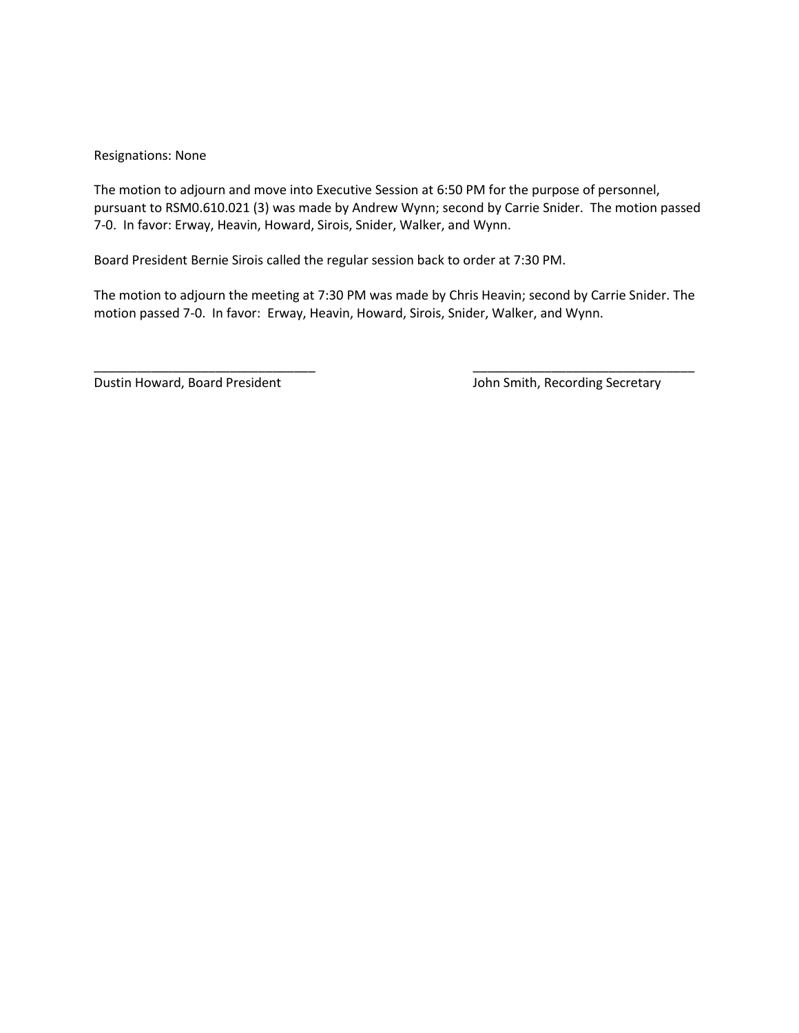Resignations: None

The motion to adjourn and move into Executive Session at 6:50 PM for the purpose of personnel, pursuant to RSM0.610.021 (3) was made by Andrew Wynn; second by Carrie Snider. The motion passed 7-0. In favor: Erway, Heavin, Howard, Sirois, Snider, Walker, and Wynn.

Board President Bernie Sirois called the regular session back to order at 7:30 PM.

The motion to adjourn the meeting at 7:30 PM was made by Chris Heavin; second by Carrie Snider. The motion passed 7-0. In favor: Erway, Heavin, Howard, Sirois, Snider, Walker, and Wynn.

| | |
|---|---|
| _______________________________ | _______________________________ |
| Dustin Howard, Board President | John Smith, Recording Secretary |